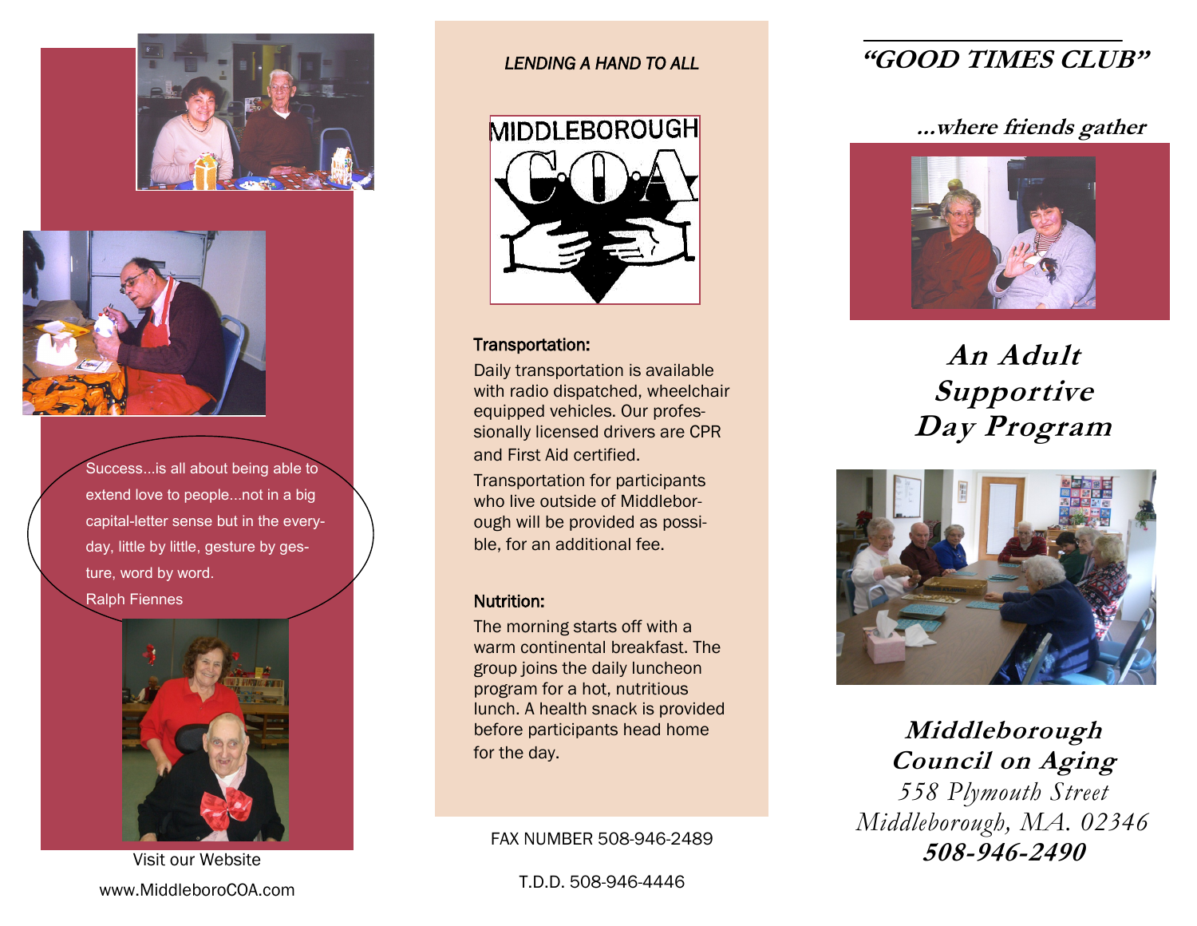Success...is all about being able to extend love to people...not in a big capital-letter sense but in the everyday, little by little, gesture by gesture, word by word.
Ralph Fiennes

Visit our Website
www.MiddleboroCOA.com

*LENDING A HAND TO ALL*

MIDDLEBOROUGH C.O.A

### Transportation:

Daily transportation is available with radio dispatched, wheelchair equipped vehicles. Our professionally licensed drivers are CPR and First Aid certified.

Transportation for participants who live outside of Middleborough will be provided as possible, for an additional fee.

### Nutrition:

The morning starts off with a warm continental breakfast. The group joins the daily luncheon program for a hot, nutritious lunch. A health snack is provided before participants head home for the day.

FAX NUMBER 508-946-2489

T.D.D. 508-946-4446

# *"GOOD TIMES CLUB"*

***...where friends gather***

## *An Adult Supportive Day Program*

***Middleborough Council on Aging***
*558 Plymouth Street*
*Middleborough, MA. 02346*
***508-946-2490***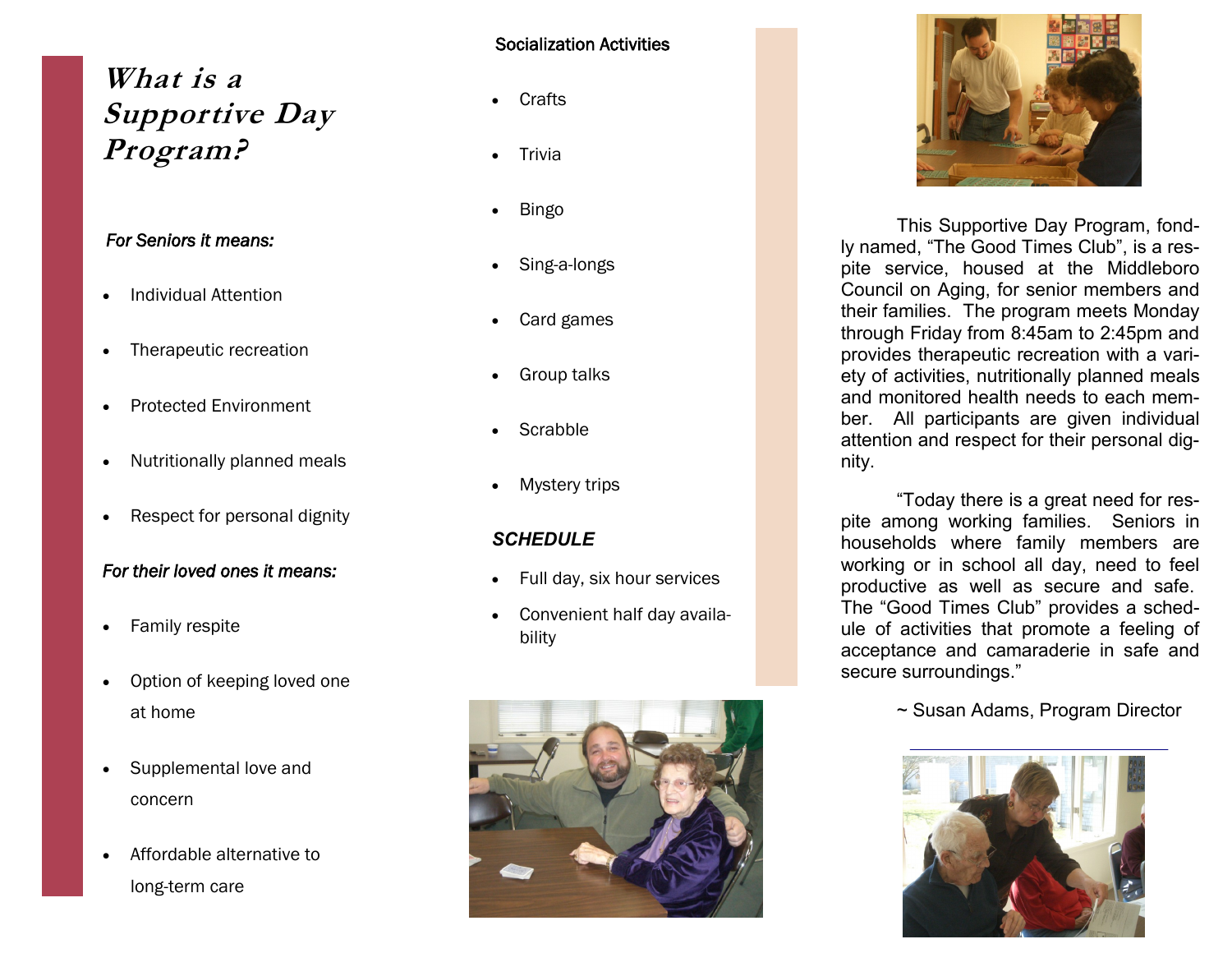# What is a Supportive Day Program?

*For Seniors it means:*

- Individual Attention
- Therapeutic recreation
- Protected Environment
- Nutritionally planned meals
- Respect for personal dignity

*For their loved ones it means:*

- Family respite
- Option of keeping loved one at home
- Supplemental love and concern
- Affordable alternative to long-term care

**Socialization Activities**

- Crafts
- Trivia
- Bingo
- Sing-a-longs
- Card games
- Group talks
- Scrabble
- Mystery trips

***SCHEDULE***

- Full day, six hour services
- Convenient half day availability

This Supportive Day Program, fondly named, "The Good Times Club", is a respite service, housed at the Middleboro Council on Aging, for senior members and their families. The program meets Monday through Friday from 8:45am to 2:45pm and provides therapeutic recreation with a variety of activities, nutritionally planned meals and monitored health needs to each member. All participants are given individual attention and respect for their personal dignity.

"Today there is a great need for respite among working families. Seniors in households where family members are working or in school all day, need to feel productive as well as secure and safe. The "Good Times Club" provides a schedule of activities that promote a feeling of acceptance and camaraderie in safe and secure surroundings."

~ Susan Adams, Program Director